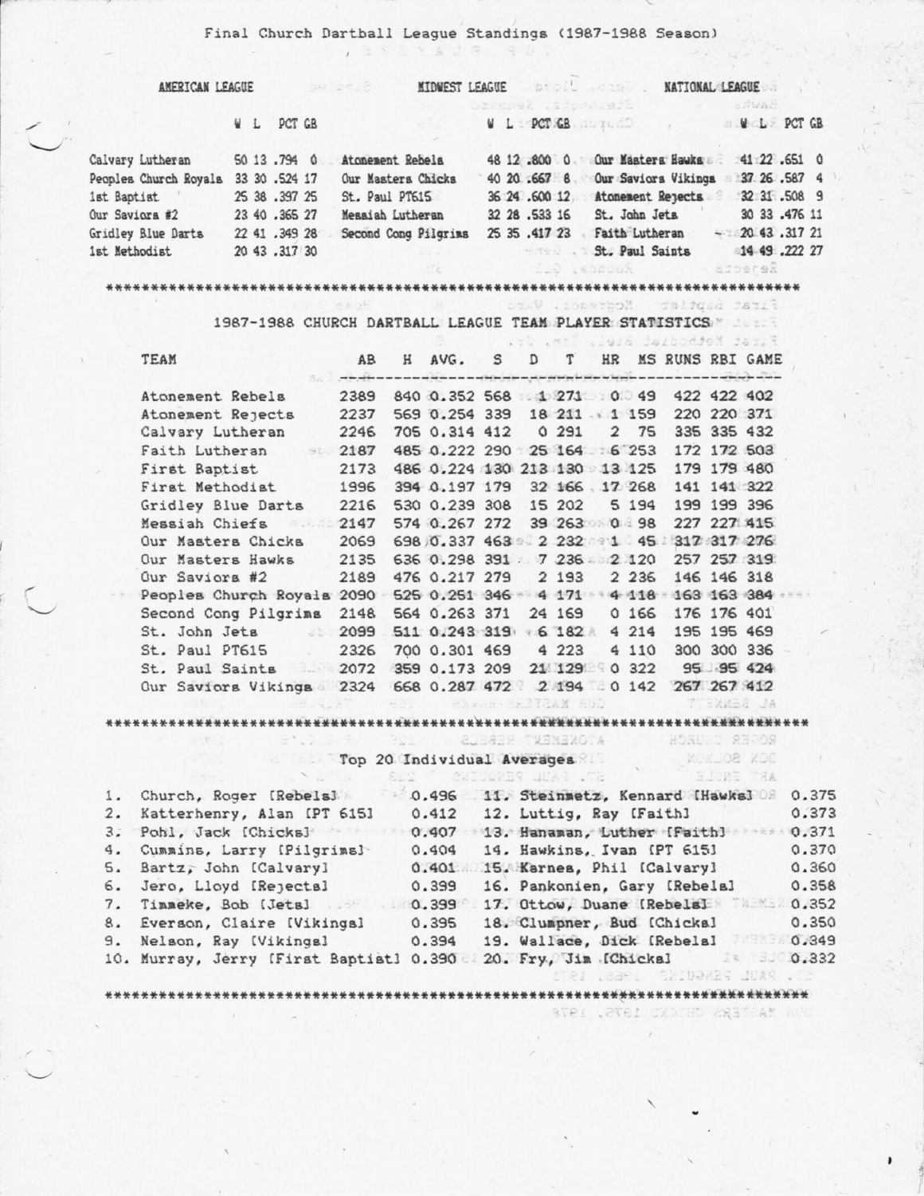# Final Church Dartball League Standings (1987-1988 Season)

## AMERICAN LEAGUE

| Team | W | L | PCT | GB |
|---|---|---|---|---|
| Calvary Lutheran | 50 | 13 | .794 | 0 |
| Peoples Church Royals | 33 | 30 | .524 | 17 |
| 1st Baptist | 25 | 38 | .397 | 25 |
| Our Saviors #2 | 23 | 40 | .365 | 27 |
| Gridley Blue Darts | 22 | 41 | .349 | 28 |
| 1st Methodist | 20 | 43 | .317 | 30 |

## MIDWEST LEAGUE

| Team | W | L | PCT | GB |
|---|---|---|---|---|
| Atonement Rebels | 48 | 12 | .800 | 0 |
| Our Masters Chicks | 40 | 20 | .667 | 8 |
| St. Paul PT615 | 36 | 24 | .600 | 12 |
| Messiah Lutheran | 32 | 28 | .533 | 16 |
| Second Cong Pilgrims | 25 | 35 | .417 | 23 |

## NATIONAL LEAGUE

| Team | W | L | PCT | GB |
|---|---|---|---|---|
| Our Masters Hawks | 41 | 22 | .651 | 0 |
| Our Saviors Vikings | 37 | 26 | .587 | 4 |
| Atonement Rejects | 32 | 31 | .508 | 9 |
| St. John Jets | 30 | 33 | .476 | 11 |
| Faith Lutheran | 20 | 43 | .317 | 21 |
| St. Paul Saints | 14 | 49 | .222 | 27 |

************************************************************************

## 1987-1988 CHURCH DARTBALL LEAGUE TEAM PLAYER STATISTICS

| TEAM | AB | H | AVG. | S | D | T | HR | MS | RUNS | RBI | GAME |
|---|---|---|---|---|---|---|---|---|---|---|---|
| Atonement Rebels | 2389 | 840 | 0.352 | 568 | 1 | 271 | 0 | 49 | 422 | 422 | 402 |
| Atonement Rejects | 2237 | 569 | 0.254 | 339 | 18 | 211 | 1 | 159 | 220 | 220 | 371 |
| Calvary Lutheran | 2246 | 705 | 0.314 | 412 | 0 | 291 | 2 | 75 | 335 | 335 | 432 |
| Faith Lutheran | 2187 | 485 | 0.222 | 290 | 25 | 164 | 6 | 253 | 172 | 172 | 503 |
| First Baptist | 2173 | 486 | 0.224 | 130 | 213 | 130 | 13 | 125 | 179 | 179 | 480 |
| First Methodist | 1996 | 394 | 0.197 | 179 | 32 | 166 | 17 | 268 | 141 | 141 | 322 |
| Gridley Blue Darts | 2216 | 530 | 0.239 | 308 | 15 | 202 | 5 | 194 | 199 | 199 | 396 |
| Messiah Chiefs | 2147 | 574 | 0.267 | 272 | 39 | 263 | 0 | 98 | 227 | 227 | 415 |
| Our Masters Chicks | 2069 | 698 | 0.337 | 463 | 2 | 232 | 1 | 45 | 317 | 317 | 276 |
| Our Masters Hawks | 2135 | 636 | 0.298 | 391 | 7 | 236 | 2 | 120 | 257 | 257 | 319 |
| Our Saviors #2 | 2189 | 476 | 0.217 | 279 | 2 | 193 | 2 | 236 | 146 | 146 | 318 |
| Peoples Church Royals | 2090 | 525 | 0.251 | 346 | 4 | 171 | 4 | 118 | 163 | 163 | 384 |
| Second Cong Pilgrims | 2148 | 564 | 0.263 | 371 | 24 | 169 | 0 | 166 | 176 | 176 | 401 |
| St. John Jets | 2099 | 511 | 0.243 | 319 | 6 | 182 | 4 | 214 | 195 | 195 | 469 |
| St. Paul PT615 | 2326 | 700 | 0.301 | 469 | 4 | 223 | 4 | 110 | 300 | 300 | 336 |
| St. Paul Saints | 2072 | 359 | 0.173 | 209 | 21 | 129 | 0 | 322 | 95 | 95 | 424 |
| Our Saviors Vikings | 2324 | 668 | 0.287 | 472 | 2 | 194 | 0 | 142 | 267 | 267 | 412 |

************************************************************************

## Top 20 Individual Averages

1. Church, Roger [Rebels] 0.496
2. Katterhenry, Alan [PT 615] 0.412
3. Pohl, Jack [Chicks] 0.407
4. Cummins, Larry [Pilgrims] 0.404
5. Bartz, John [Calvary] 0.401
6. Jero, Lloyd [Rejects] 0.399
7. Timmeke, Bob [Jets] 0.399
8. Everson, Claire [Vikings] 0.395
9. Nelson, Ray [Vikings] 0.394
10. Murray, Jerry [First Baptist] 0.390
11. Steinmetz, Kennard [Hawks] 0.375
12. Luttig, Ray [Faith] 0.373
13. Hanaman, Luther [Faith] 0.371
14. Hawkins, Ivan [PT 615] 0.370
15. Karnes, Phil [Calvary] 0.360
16. Pankonien, Gary [Rebels] 0.358
17. Ottow, Duane [Rebels] 0.352
18. Clumpner, Bud [Chicks] 0.350
19. Wallace, Dick [Rebels] 0.349
20. Fry, Jim [Chicks] 0.332

************************************************************************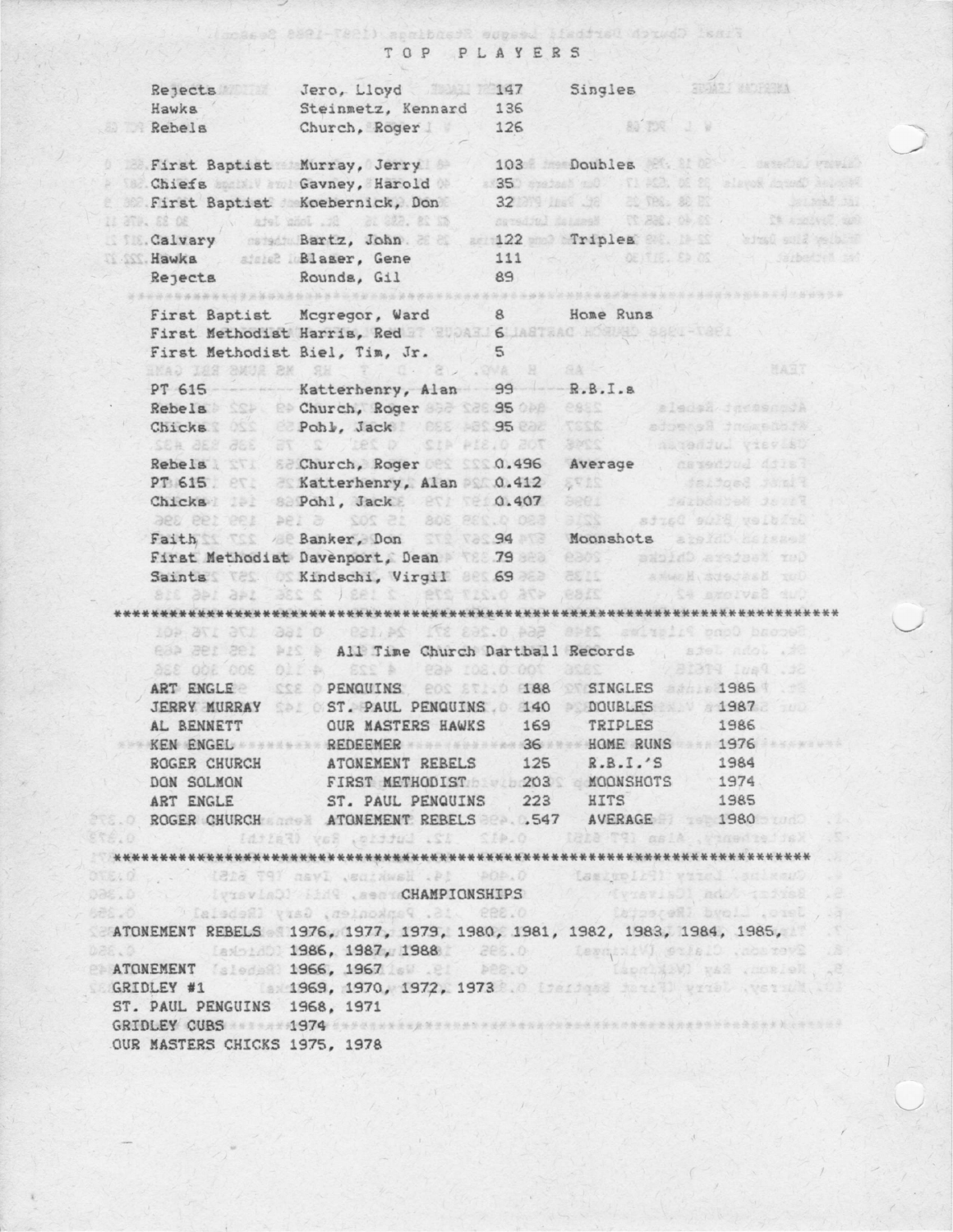# TOP PLAYERS

| | | | |
|---|---|---|---|
| Rejects | Jero, Lloyd | 147 | Singles |
| Hawks | Steinmetz, Kennard | 136 | |
| Rebels | Church, Roger | 126 | |
| First Baptist | Murray, Jerry | 103 | Doubles |
| Chiefs | Gavney, Harold | 35 | |
| First Baptist | Koebernick, Don | 32 | |
| Calvary | Bartz, John | 122 | Triples |
| Hawks | Blaser, Gene | 111 | |
| Rejects | Rounds, Gil | 89 | |
| First Baptist | Mcgregor, Ward | 8 | Home Runs |
| First Methodist | Harris, Red | 6 | |
| First Methodist | Biel, Tim, Jr. | 5 | |
| PT 615 | Katterhenry, Alan | 99 | R.B.I.s |
| Rebels | Church, Roger | 95 | |
| Chicks | Pohl, Jack | 95 | |
| Rebels | Church, Roger | 0.496 | Average |
| PT 615 | Katterhenry, Alan | 0.412 | |
| Chicks | Pohl, Jack | 0.407 | |
| Faith | Banker, Don | 94 | Moonshots |
| First Methodist | Davenport, Dean | 79 | |
| Saints | Kindschi, Virgil | 69 | |

## All Time Church Dartball Records

| | | | | |
|---|---|---|---|---|
| ART ENGLE | PENQUINS | 188 | SINGLES | 1985 |
| JERRY MURRAY | ST. PAUL PENQUINS | 140 | DOUBLES | 1987 |
| AL BENNETT | OUR MASTERS HAWKS | 169 | TRIPLES | 1986 |
| KEN ENGEL | REDEEMER | 36 | HOME RUNS | 1976 |
| ROGER CHURCH | ATONEMENT REBELS | 125 | R.B.I.'S | 1984 |
| DON SOLMON | FIRST METHODIST | 203 | MOONSHOTS | 1974 |
| ART ENGLE | ST. PAUL PENQUINS | 223 | HITS | 1985 |
| ROGER CHURCH | ATONEMENT REBELS | .547 | AVERAGE | 1980 |

## CHAMPIONSHIPS

| | |
|---|---|
| ATONEMENT REBELS | 1976, 1977, 1979, 1980, 1981, 1982, 1983, 1984, 1985, 1986, 1987, 1988 |
| ATONEMENT | 1966, 1967 |
| GRIDLEY #1 | 1969, 1970, 1972, 1973 |
| ST. PAUL PENGUINS | 1968, 1971 |
| GRIDLEY CUBS | 1974 |
| OUR MASTERS CHICKS | 1975, 1978 |